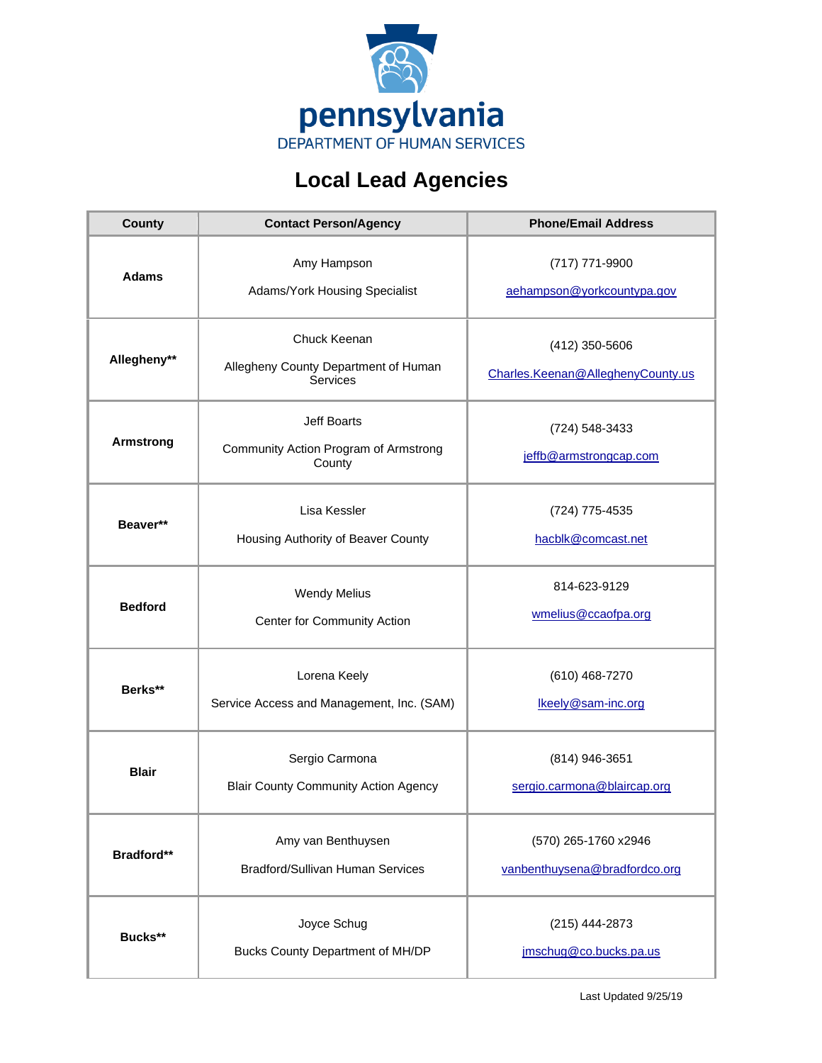pennsylvania
DEPARTMENT OF HUMAN SERVICES

# Local Lead Agencies

| County | Contact Person/Agency | Phone/Email Address |
|---|---|---|
| **Adams** | Amy Hampson<br>Adams/York Housing Specialist | (717) 771-9900<br>aehampson@yorkcountypa.gov |
| **Allegheny\*\*** | Chuck Keenan<br>Allegheny County Department of Human Services | (412) 350-5606<br>Charles.Keenan@AlleghenyCounty.us |
| **Armstrong** | Jeff Boarts<br>Community Action Program of Armstrong County | (724) 548-3433<br>jeffb@armstrongcap.com |
| **Beaver\*\*** | Lisa Kessler<br>Housing Authority of Beaver County | (724) 775-4535<br>hacblk@comcast.net |
| **Bedford** | Wendy Melius<br>Center for Community Action | 814-623-9129<br>wmelius@ccaofpa.org |
| **Berks\*\*** | Lorena Keely<br>Service Access and Management, Inc. (SAM) | (610) 468-7270<br>lkeely@sam-inc.org |
| **Blair** | Sergio Carmona<br>Blair County Community Action Agency | (814) 946-3651<br>sergio.carmona@blaircap.org |
| **Bradford\*\*** | Amy van Benthuysen<br>Bradford/Sullivan Human Services | (570) 265-1760 x2946<br>vanbenthuysena@bradfordco.org |
| **Bucks\*\*** | Joyce Schug<br>Bucks County Department of MH/DP | (215) 444-2873<br>jmschug@co.bucks.pa.us |

Last Updated 9/25/19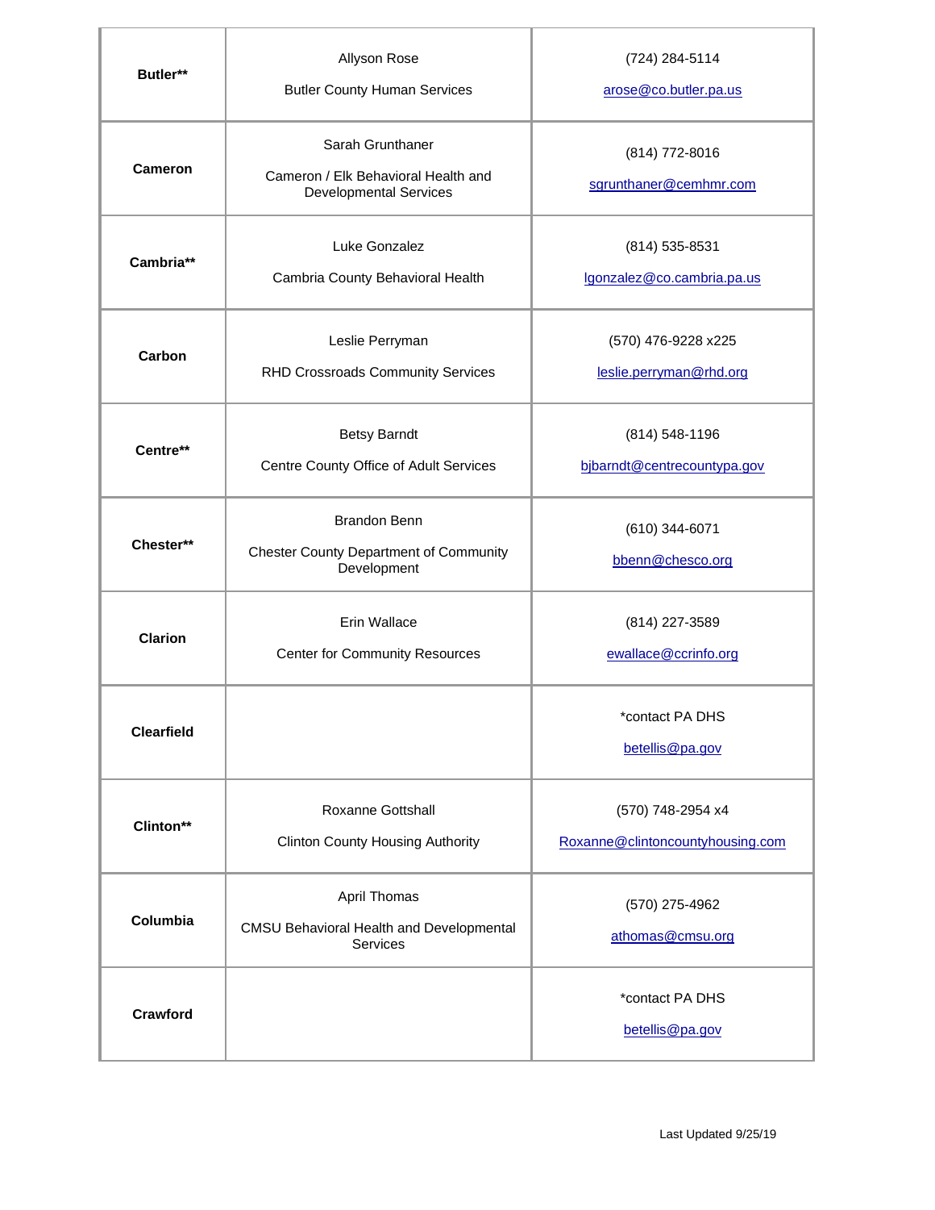| | | |
|---|---|---|
| **Butler**** | Allyson Rose<br><br>Butler County Human Services | (724) 284-5114<br><br>arose@co.butler.pa.us |
| **Cameron** | Sarah Grunthaner<br><br>Cameron / Elk Behavioral Health and Developmental Services | (814) 772-8016<br><br>sgrunthaner@cemhmr.com |
| **Cambria**** | Luke Gonzalez<br><br>Cambria County Behavioral Health | (814) 535-8531<br><br>lgonzalez@co.cambria.pa.us |
| **Carbon** | Leslie Perryman<br><br>RHD Crossroads Community Services | (570) 476-9228 x225<br><br>leslie.perryman@rhd.org |
| **Centre**** | Betsy Barndt<br><br>Centre County Office of Adult Services | (814) 548-1196<br><br>bjbarndt@centrecountypa.gov |
| **Chester**** | Brandon Benn<br><br>Chester County Department of Community Development | (610) 344-6071<br><br>bbenn@chesco.org |
| **Clarion** | Erin Wallace<br><br>Center for Community Resources | (814) 227-3589<br><br>ewallace@ccrinfo.org |
| **Clearfield** | | *contact PA DHS<br><br>betellis@pa.gov |
| **Clinton**** | Roxanne Gottshall<br><br>Clinton County Housing Authority | (570) 748-2954 x4<br><br>Roxanne@clintoncountyhousing.com |
| **Columbia** | April Thomas<br><br>CMSU Behavioral Health and Developmental Services | (570) 275-4962<br><br>athomas@cmsu.org |
| **Crawford** | | *contact PA DHS<br><br>betellis@pa.gov |

Last Updated 9/25/19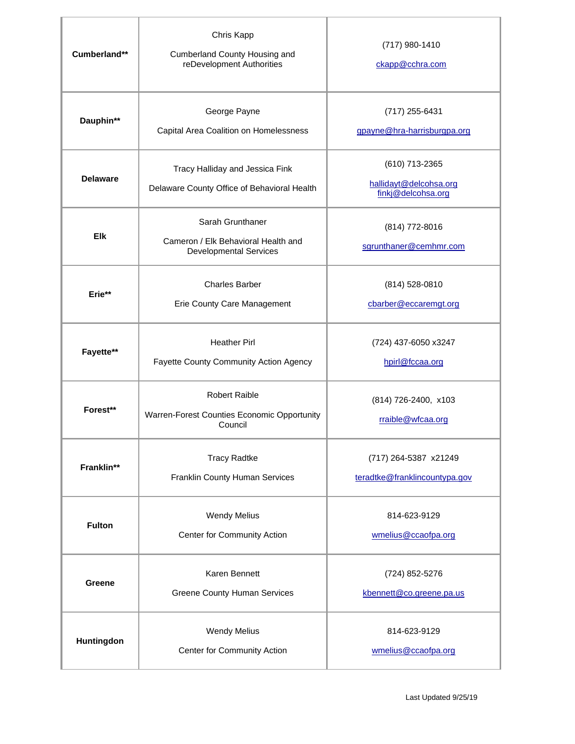| | | |
|---|---|---|
| **Cumberland**** | Chris Kapp<br><br>Cumberland County Housing and reDevelopment Authorities | (717) 980-1410<br><br>ckapp@cchra.com |
| **Dauphin**** | George Payne<br><br>Capital Area Coalition on Homelessness | (717) 255-6431<br><br>gpayne@hra-harrisburgpa.org |
| **Delaware** | Tracy Halliday and Jessica Fink<br><br>Delaware County Office of Behavioral Health | (610) 713-2365<br><br>hallidayt@delcohsa.org<br>finkj@delcohsa.org |
| **Elk** | Sarah Grunthaner<br><br>Cameron / Elk Behavioral Health and Developmental Services | (814) 772-8016<br><br>sgrunthaner@cemhmr.com |
| **Erie**** | Charles Barber<br><br>Erie County Care Management | (814) 528-0810<br><br>cbarber@eccaremgt.org |
| **Fayette**** | Heather Pirl<br><br>Fayette County Community Action Agency | (724) 437-6050 x3247<br><br>hpirl@fccaa.org |
| **Forest**** | Robert Raible<br><br>Warren-Forest Counties Economic Opportunity Council | (814) 726-2400, x103<br><br>rraible@wfcaa.org |
| **Franklin**** | Tracy Radtke<br><br>Franklin County Human Services | (717) 264-5387 x21249<br><br>teradtke@franklincountypa.gov |
| **Fulton** | Wendy Melius<br><br>Center for Community Action | 814-623-9129<br><br>wmelius@ccaofpa.org |
| **Greene** | Karen Bennett<br><br>Greene County Human Services | (724) 852-5276<br><br>kbennett@co.greene.pa.us |
| **Huntingdon** | Wendy Melius<br><br>Center for Community Action | 814-623-9129<br><br>wmelius@ccaofpa.org |

Last Updated 9/25/19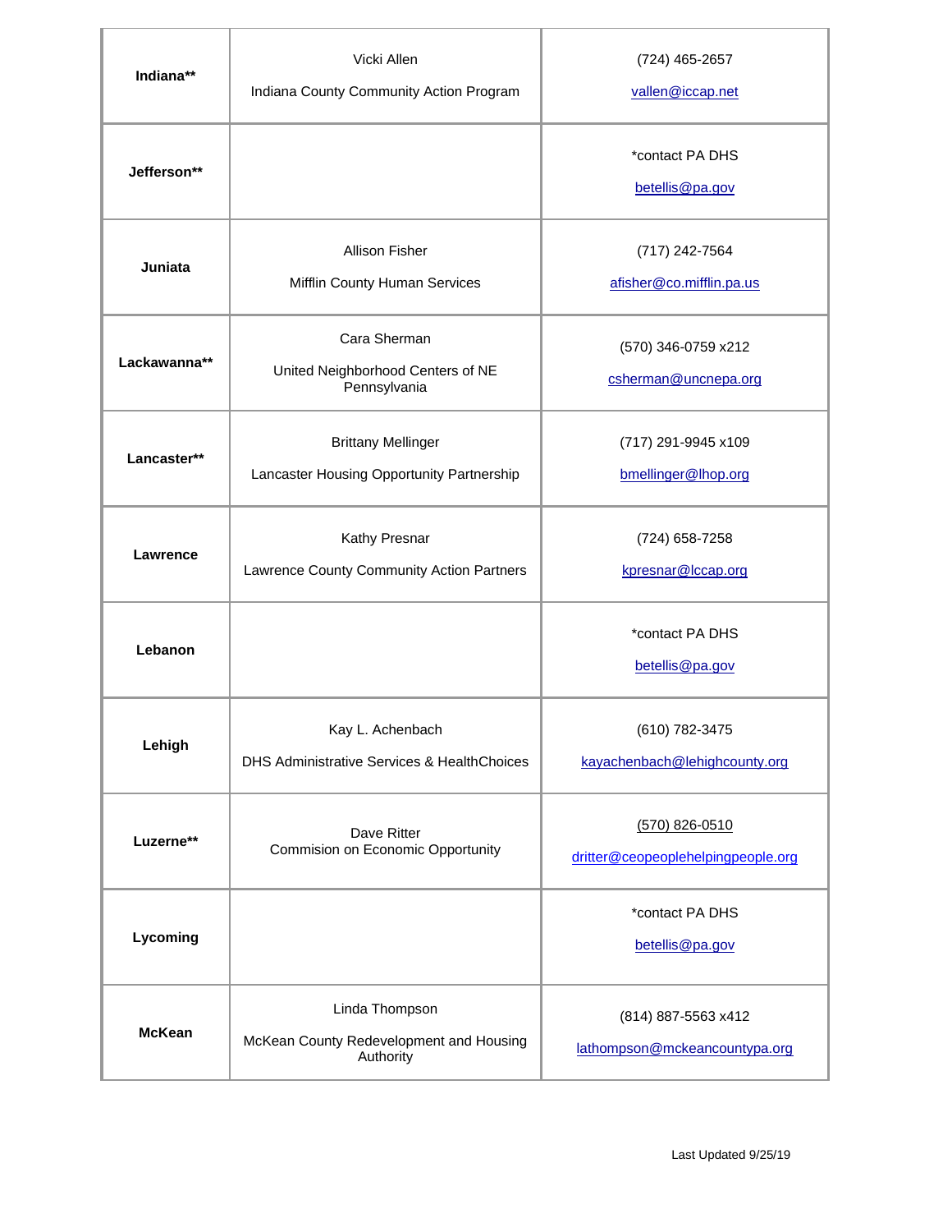| | | |
|---|---|---|
| **Indiana**** | Vicki Allen<br>Indiana County Community Action Program | (724) 465-2657<br>vallen@iccap.net |
| **Jefferson**** | | *contact PA DHS<br>betellis@pa.gov |
| **Juniata** | Allison Fisher<br>Mifflin County Human Services | (717) 242-7564<br>afisher@co.mifflin.pa.us |
| **Lackawanna**** | Cara Sherman<br>United Neighborhood Centers of NE Pennsylvania | (570) 346-0759 x212<br>csherman@uncnepa.org |
| **Lancaster**** | Brittany Mellinger<br>Lancaster Housing Opportunity Partnership | (717) 291-9945 x109<br>bmellinger@lhop.org |
| **Lawrence** | Kathy Presnar<br>Lawrence County Community Action Partners | (724) 658-7258<br>kpresnar@lccap.org |
| **Lebanon** | | *contact PA DHS<br>betellis@pa.gov |
| **Lehigh** | Kay L. Achenbach<br>DHS Administrative Services & HealthChoices | (610) 782-3475<br>kayachenbach@lehighcounty.org |
| **Luzerne**** | Dave Ritter<br>Commision on Economic Opportunity | (570) 826-0510<br>dritter@ceopeoplehelpingpeople.org |
| **Lycoming** | | *contact PA DHS<br>betellis@pa.gov |
| **McKean** | Linda Thompson<br>McKean County Redevelopment and Housing Authority | (814) 887-5563 x412<br>lathompson@mckeancountypa.org |

Last Updated 9/25/19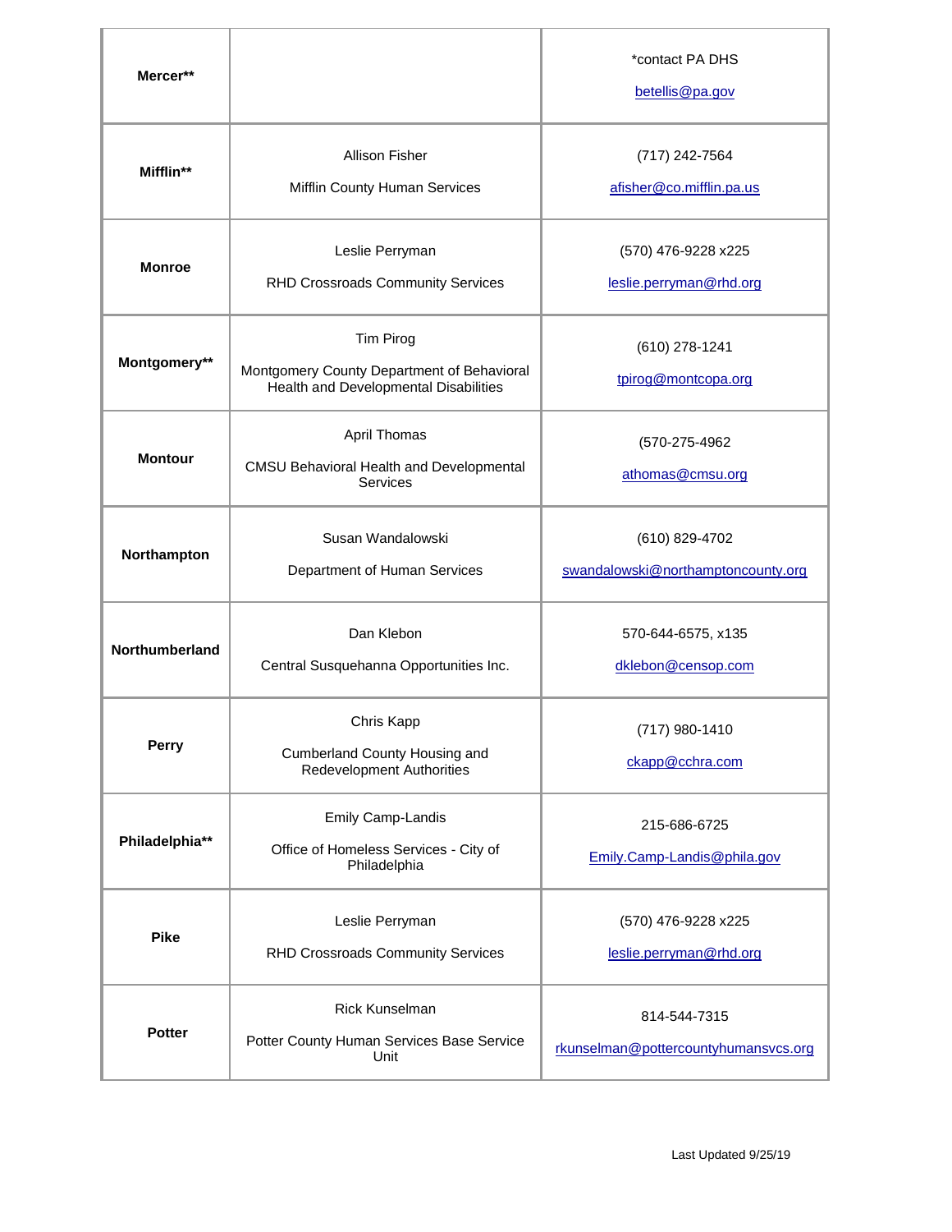| | | |
|---|---|---|
| **Mercer**** | | *contact PA DHS<br>betellis@pa.gov |
| **Mifflin**** | Allison Fisher<br>Mifflin County Human Services | (717) 242-7564<br>afisher@co.mifflin.pa.us |
| **Monroe** | Leslie Perryman<br>RHD Crossroads Community Services | (570) 476-9228 x225<br>leslie.perryman@rhd.org |
| **Montgomery**** | Tim Pirog<br>Montgomery County Department of Behavioral Health and Developmental Disabilities | (610) 278-1241<br>tpirog@montcopa.org |
| **Montour** | April Thomas<br>CMSU Behavioral Health and Developmental Services | (570-275-4962<br>athomas@cmsu.org |
| **Northampton** | Susan Wandalowski<br>Department of Human Services | (610) 829-4702<br>swandalowski@northamptoncounty.org |
| **Northumberland** | Dan Klebon<br>Central Susquehanna Opportunities Inc. | 570-644-6575, x135<br>dklebon@censop.com |
| **Perry** | Chris Kapp<br>Cumberland County Housing and Redevelopment Authorities | (717) 980-1410<br>ckapp@cchra.com |
| **Philadelphia**** | Emily Camp-Landis<br>Office of Homeless Services - City of Philadelphia | 215-686-6725<br>Emily.Camp-Landis@phila.gov |
| **Pike** | Leslie Perryman<br>RHD Crossroads Community Services | (570) 476-9228 x225<br>leslie.perryman@rhd.org |
| **Potter** | Rick Kunselman<br>Potter County Human Services Base Service Unit | 814-544-7315<br>rkunselman@pottercountyhumansvcs.org |

Last Updated 9/25/19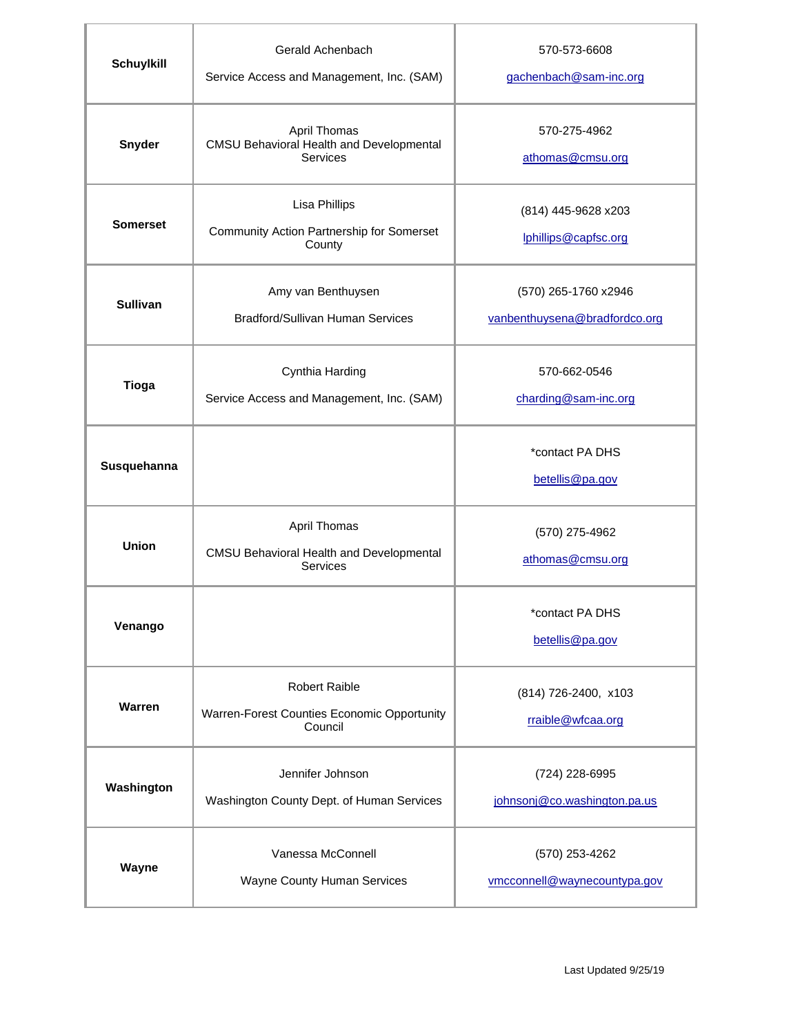| Schuylkill | Gerald Achenbach<br><br>Service Access and Management, Inc. (SAM) | 570-573-6608<br><br>gachenbach@sam-inc.org |
|---|---|---|
| Snyder | April Thomas<br>CMSU Behavioral Health and Developmental Services | 570-275-4962<br><br>athomas@cmsu.org |
| Somerset | Lisa Phillips<br><br>Community Action Partnership for Somerset County | (814) 445-9628 x203<br><br>lphillips@capfsc.org |
| Sullivan | Amy van Benthuysen<br><br>Bradford/Sullivan Human Services | (570) 265-1760 x2946<br><br>vanbenthuysena@bradfordco.org |
| Tioga | Cynthia Harding<br><br>Service Access and Management, Inc. (SAM) | 570-662-0546<br><br>charding@sam-inc.org |
| Susquehanna | | *contact PA DHS<br><br>betellis@pa.gov |
| Union | April Thomas<br><br>CMSU Behavioral Health and Developmental Services | (570) 275-4962<br><br>athomas@cmsu.org |
| Venango | | *contact PA DHS<br><br>betellis@pa.gov |
| Warren | Robert Raible<br><br>Warren-Forest Counties Economic Opportunity Council | (814) 726-2400, x103<br><br>rraible@wfcaa.org |
| Washington | Jennifer Johnson<br><br>Washington County Dept. of Human Services | (724) 228-6995<br><br>johnsonj@co.washington.pa.us |
| Wayne | Vanessa McConnell<br><br>Wayne County Human Services | (570) 253-4262<br><br>vmcconnell@waynecountypa.gov |

Last Updated 9/25/19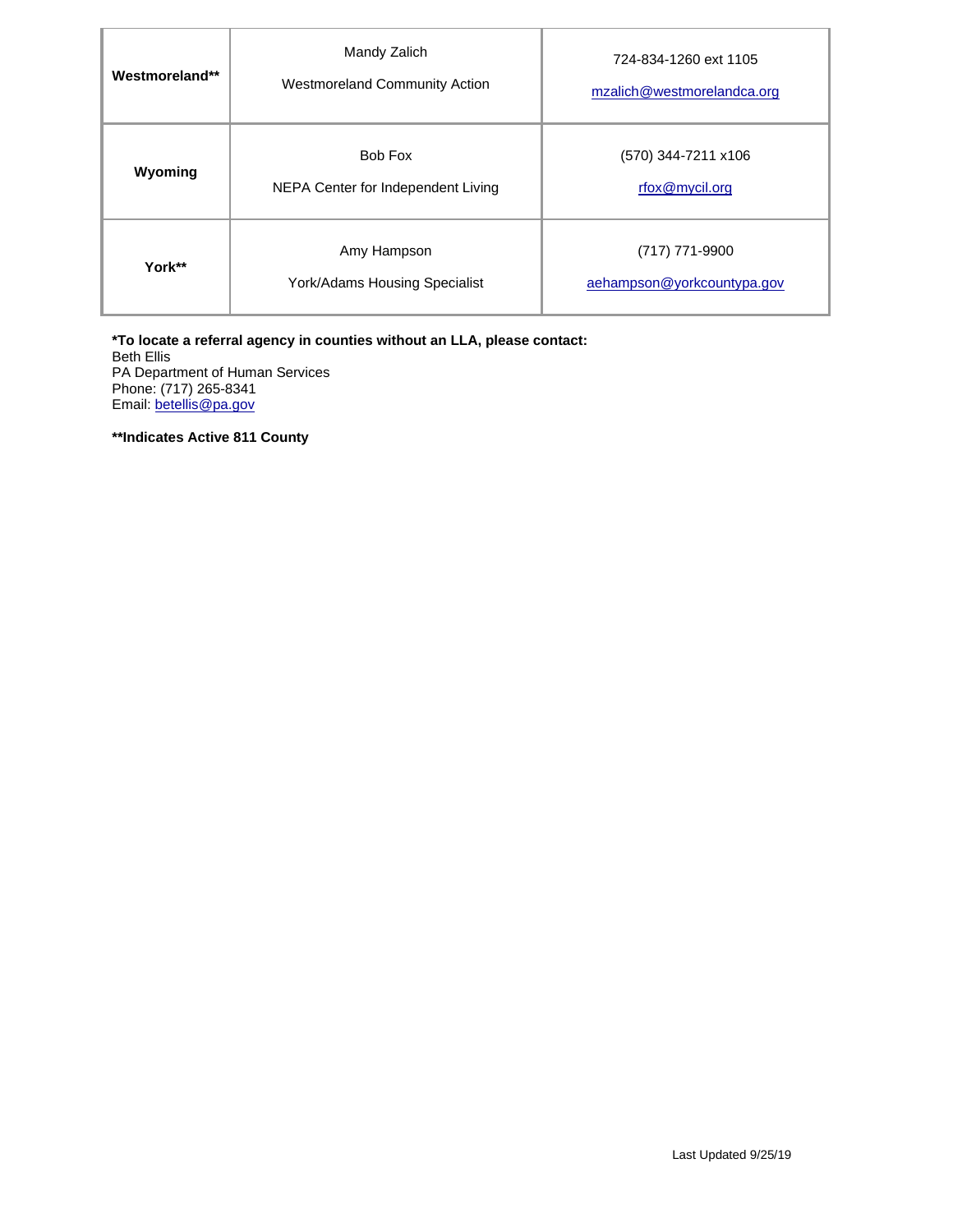| | | |
|---|---|---|
| **Westmoreland**** | Mandy Zalich<br>Westmoreland Community Action | 724-834-1260 ext 1105<br>mzalich@westmorelandca.org |
| **Wyoming** | Bob Fox<br>NEPA Center for Independent Living | (570) 344-7211 x106<br>rfox@mycil.org |
| **York**** | Amy Hampson<br>York/Adams Housing Specialist | (717) 771-9900<br>aehampson@yorkcountypa.gov |

**\*To locate a referral agency in counties without an LLA, please contact:**
Beth Ellis
PA Department of Human Services
Phone: (717) 265-8341
Email: betellis@pa.gov

**\*\*Indicates Active 811 County**

Last Updated 9/25/19